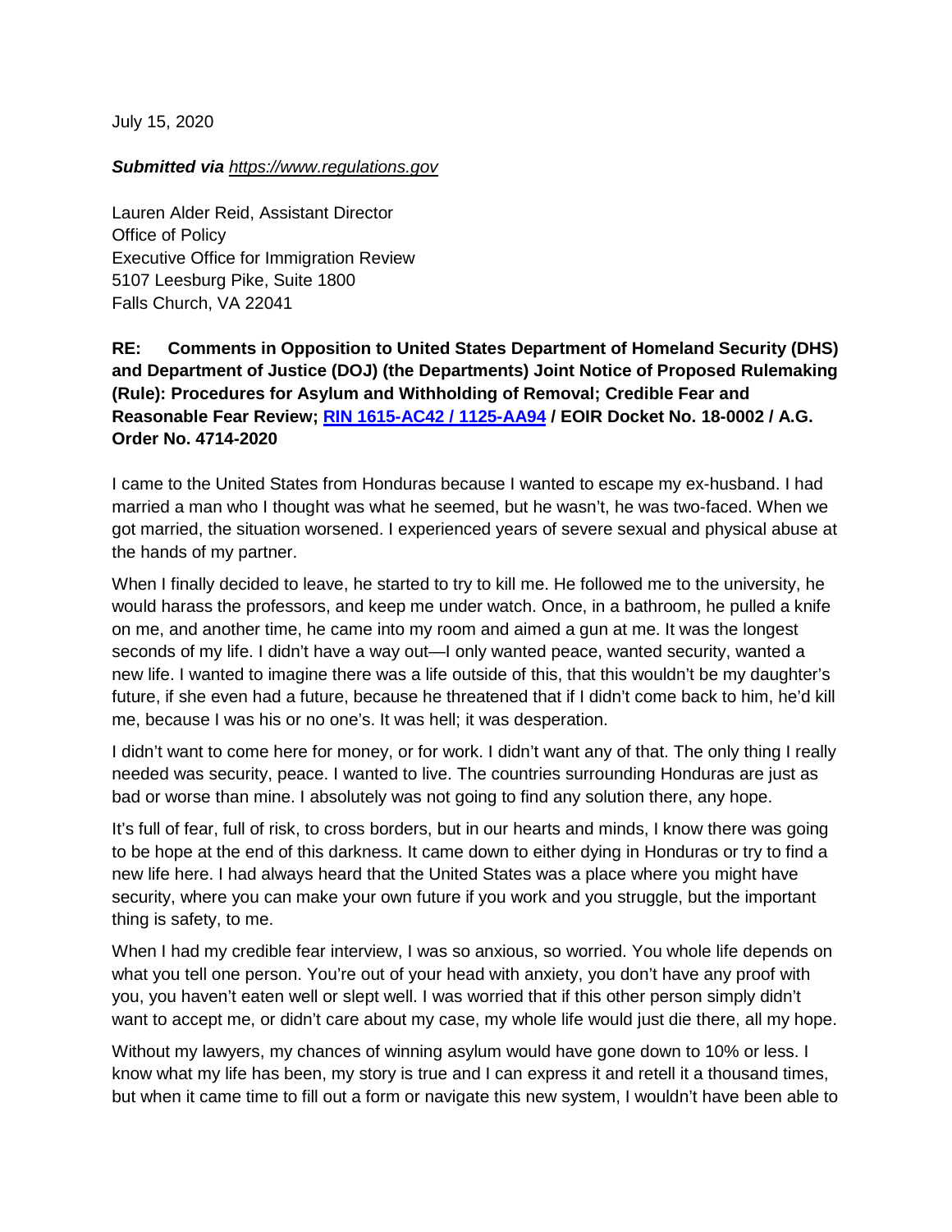July 15, 2020

***Submitted via** [https://www.regulations.gov](https://www.regulations.gov)*

Lauren Alder Reid, Assistant Director
Office of Policy
Executive Office for Immigration Review
5107 Leesburg Pike, Suite 1800
Falls Church, VA 22041

**RE: Comments in Opposition to United States Department of Homeland Security (DHS) and Department of Justice (DOJ) (the Departments) Joint Notice of Proposed Rulemaking (Rule): Procedures for Asylum and Withholding of Removal; Credible Fear and Reasonable Fear Review; [RIN 1615-AC42 / 1125-AA94](RIN 1615-AC42 / 1125-AA94) / EOIR Docket No. 18-0002 / A.G. Order No. 4714-2020**

I came to the United States from Honduras because I wanted to escape my ex-husband. I had married a man who I thought was what he seemed, but he wasn't, he was two-faced. When we got married, the situation worsened. I experienced years of severe sexual and physical abuse at the hands of my partner.

When I finally decided to leave, he started to try to kill me. He followed me to the university, he would harass the professors, and keep me under watch. Once, in a bathroom, he pulled a knife on me, and another time, he came into my room and aimed a gun at me. It was the longest seconds of my life. I didn't have a way out—I only wanted peace, wanted security, wanted a new life. I wanted to imagine there was a life outside of this, that this wouldn't be my daughter's future, if she even had a future, because he threatened that if I didn't come back to him, he'd kill me, because I was his or no one's. It was hell; it was desperation.

I didn't want to come here for money, or for work. I didn't want any of that. The only thing I really needed was security, peace. I wanted to live. The countries surrounding Honduras are just as bad or worse than mine. I absolutely was not going to find any solution there, any hope.

It's full of fear, full of risk, to cross borders, but in our hearts and minds, I know there was going to be hope at the end of this darkness. It came down to either dying in Honduras or try to find a new life here. I had always heard that the United States was a place where you might have security, where you can make your own future if you work and you struggle, but the important thing is safety, to me.

When I had my credible fear interview, I was so anxious, so worried. You whole life depends on what you tell one person. You're out of your head with anxiety, you don't have any proof with you, you haven't eaten well or slept well. I was worried that if this other person simply didn't want to accept me, or didn't care about my case, my whole life would just die there, all my hope.

Without my lawyers, my chances of winning asylum would have gone down to 10% or less. I know what my life has been, my story is true and I can express it and retell it a thousand times, but when it came time to fill out a form or navigate this new system, I wouldn't have been able to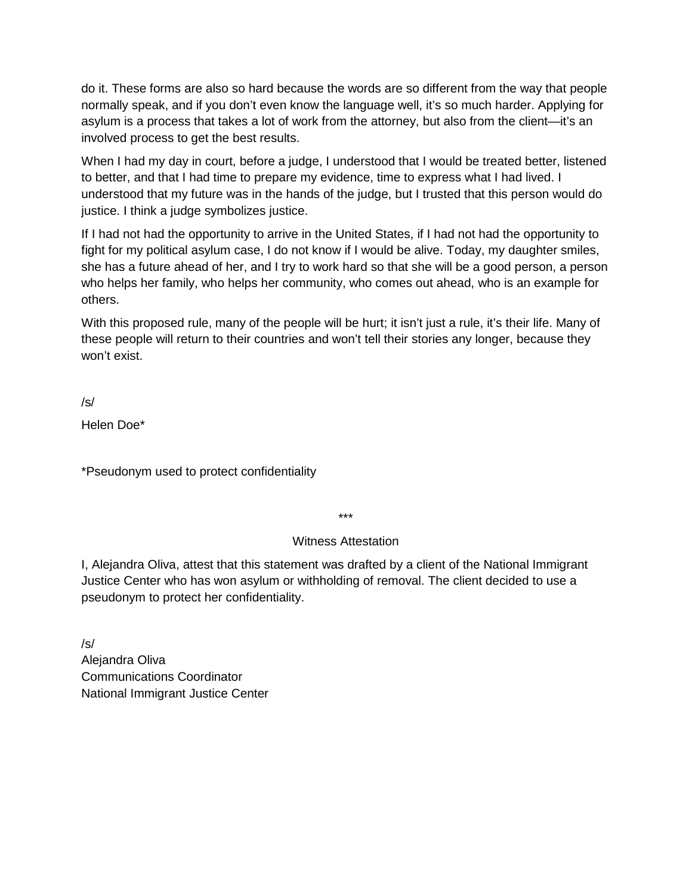do it. These forms are also so hard because the words are so different from the way that people normally speak, and if you don't even know the language well, it's so much harder. Applying for asylum is a process that takes a lot of work from the attorney, but also from the client—it's an involved process to get the best results.

When I had my day in court, before a judge, I understood that I would be treated better, listened to better, and that I had time to prepare my evidence, time to express what I had lived. I understood that my future was in the hands of the judge, but I trusted that this person would do justice. I think a judge symbolizes justice.

If I had not had the opportunity to arrive in the United States, if I had not had the opportunity to fight for my political asylum case, I do not know if I would be alive. Today, my daughter smiles, she has a future ahead of her, and I try to work hard so that she will be a good person, a person who helps her family, who helps her community, who comes out ahead, who is an example for others.

With this proposed rule, many of the people will be hurt; it isn't just a rule, it's their life. Many of these people will return to their countries and won't tell their stories any longer, because they won't exist.

/s/

Helen Doe*

*Pseudonym used to protect confidentiality

***

Witness Attestation

I, Alejandra Oliva, attest that this statement was drafted by a client of the National Immigrant Justice Center who has won asylum or withholding of removal. The client decided to use a pseudonym to protect her confidentiality.

/s/
Alejandra Oliva
Communications Coordinator
National Immigrant Justice Center